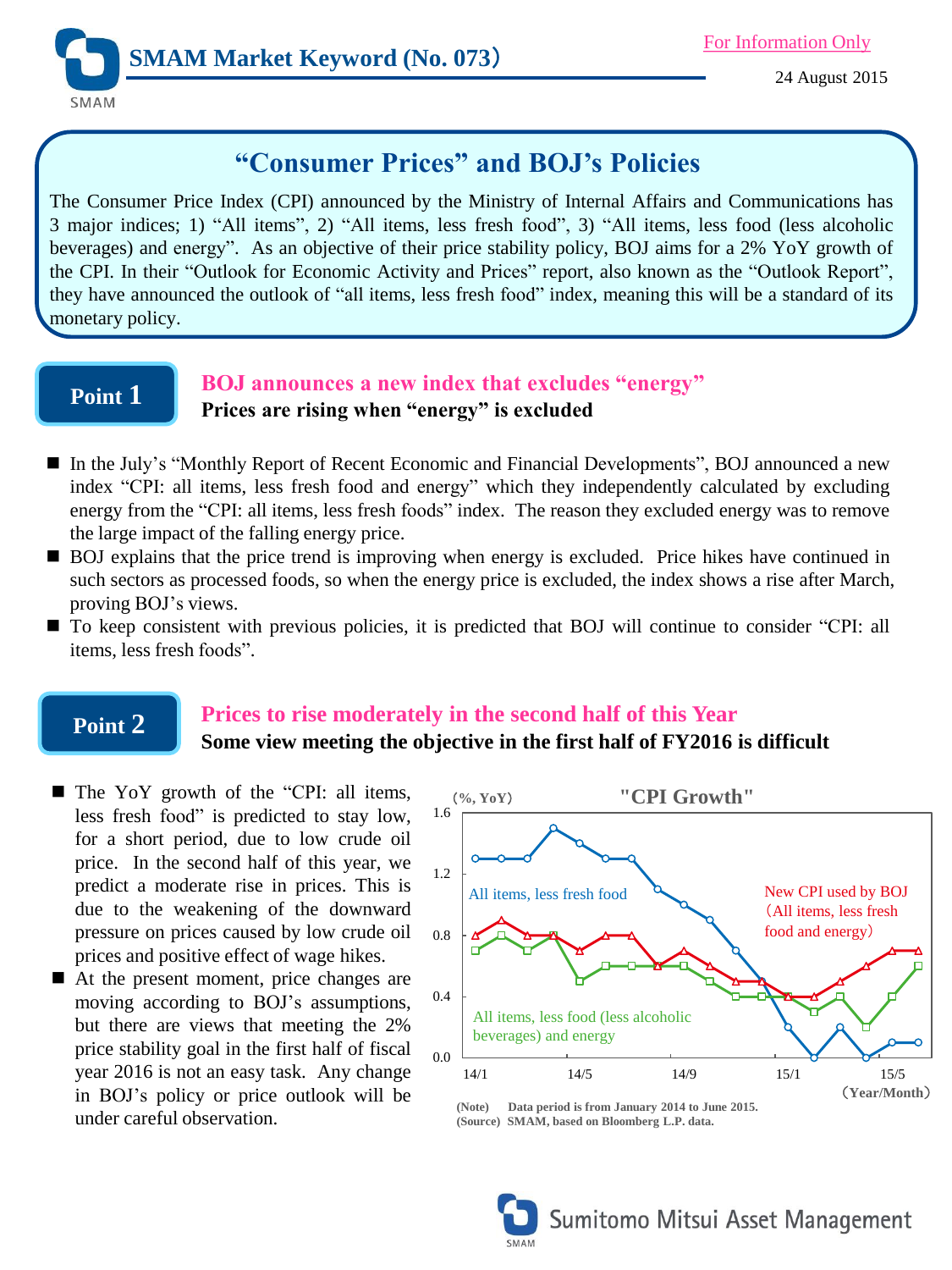# SMAM Market Keyword (No. 073)

For Information Only

24 August 2015

## "Consumer Prices" and BOJ's Policies

The Consumer Price Index (CPI) announced by the Ministry of Internal Affairs and Communications has 3 major indices; 1) "All items", 2) "All items, less fresh food", 3) "All items, less food (less alcoholic beverages) and energy". As an objective of their price stability policy, BOJ aims for a 2% YoY growth of the CPI. In their "Outlook for Economic Activity and Prices" report, also known as the "Outlook Report", they have announced the outlook of "all items, less fresh food" index, meaning this will be a standard of its monetary policy.

## Point 1

### BOJ announces a new index that excludes "energy"

**Prices are rising when "energy" is excluded**

- In the July's "Monthly Report of Recent Economic and Financial Developments", BOJ announced a new index "CPI: all items, less fresh food and energy" which they independently calculated by excluding energy from the "CPI: all items, less fresh foods" index. The reason they excluded energy was to remove the large impact of the falling energy price.
- BOJ explains that the price trend is improving when energy is excluded. Price hikes have continued in such sectors as processed foods, so when the energy price is excluded, the index shows a rise after March, proving BOJ's views.
- To keep consistent with previous policies, it is predicted that BOJ will continue to consider "CPI: all items, less fresh foods".

## Point 2

### Prices to rise moderately in the second half of this Year

**Some view meeting the objective in the first half of FY2016 is difficult**

- The YoY growth of the "CPI: all items, less fresh food" is predicted to stay low, for a short period, due to low crude oil price. In the second half of this year, we predict a moderate rise in prices. This is due to the weakening of the downward pressure on prices caused by low crude oil prices and positive effect of wage hikes.
- At the present moment, price changes are moving according to BOJ's assumptions, but there are views that meeting the 2% price stability goal in the first half of fiscal year 2016 is not an easy task. Any change in BOJ's policy or price outlook will be under careful observation.

**"CPI Growth"** (%, YoY)

Series: All items, less fresh food; New CPI used by BOJ (All items, less fresh food and energy); All items, less food (less alcoholic beverages) and energy. X-axis: 14/1, 14/5, 14/9, 15/1, 15/5 (Year/Month). Y-axis: 0.0–1.6.

(Note) Data period is from January 2014 to June 2015.
(Source) SMAM, based on Bloomberg L.P. data.

Sumitomo Mitsui Asset Management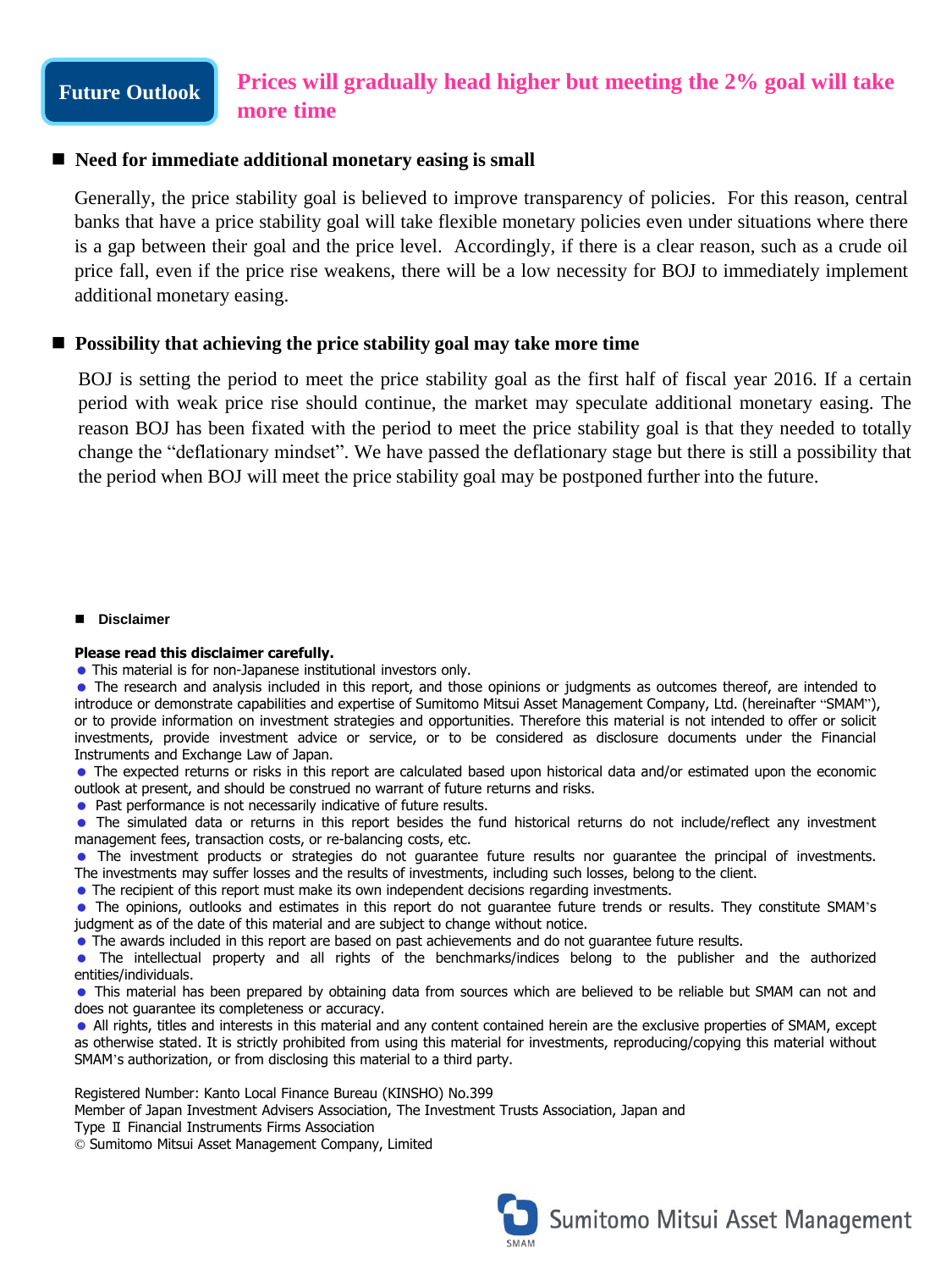## Future Outlook

## Prices will gradually head higher but meeting the 2% goal will take more time

### ■ Need for immediate additional monetary easing is small

Generally, the price stability goal is believed to improve transparency of policies. For this reason, central banks that have a price stability goal will take flexible monetary policies even under situations where there is a gap between their goal and the price level. Accordingly, if there is a clear reason, such as a crude oil price fall, even if the price rise weakens, there will be a low necessity for BOJ to immediately implement additional monetary easing.

### ■ Possibility that achieving the price stability goal may take more time

BOJ is setting the period to meet the price stability goal as the first half of fiscal year 2016. If a certain period with weak price rise should continue, the market may speculate additional monetary easing. The reason BOJ has been fixated with the period to meet the price stability goal is that they needed to totally change the "deflationary mindset". We have passed the deflationary stage but there is still a possibility that the period when BOJ will meet the price stability goal may be postponed further into the future.

### ■ Disclaimer

**Please read this disclaimer carefully.**

- This material is for non-Japanese institutional investors only.
- The research and analysis included in this report, and those opinions or judgments as outcomes thereof, are intended to introduce or demonstrate capabilities and expertise of Sumitomo Mitsui Asset Management Company, Ltd. (hereinafter "SMAM"), or to provide information on investment strategies and opportunities. Therefore this material is not intended to offer or solicit investments, provide investment advice or service, or to be considered as disclosure documents under the Financial Instruments and Exchange Law of Japan.
- The expected returns or risks in this report are calculated based upon historical data and/or estimated upon the economic outlook at present, and should be construed no warrant of future returns and risks.
- Past performance is not necessarily indicative of future results.
- The simulated data or returns in this report besides the fund historical returns do not include/reflect any investment management fees, transaction costs, or re-balancing costs, etc.
- The investment products or strategies do not guarantee future results nor guarantee the principal of investments. The investments may suffer losses and the results of investments, including such losses, belong to the client.
- The recipient of this report must make its own independent decisions regarding investments.
- The opinions, outlooks and estimates in this report do not guarantee future trends or results. They constitute SMAM's judgment as of the date of this material and are subject to change without notice.
- The awards included in this report are based on past achievements and do not guarantee future results.
- The intellectual property and all rights of the benchmarks/indices belong to the publisher and the authorized entities/individuals.
- This material has been prepared by obtaining data from sources which are believed to be reliable but SMAM can not and does not guarantee its completeness or accuracy.
- All rights, titles and interests in this material and any content contained herein are the exclusive properties of SMAM, except as otherwise stated. It is strictly prohibited from using this material for investments, reproducing/copying this material without SMAM's authorization, or from disclosing this material to a third party.

Registered Number: Kanto Local Finance Bureau (KINSHO) No.399
Member of Japan Investment Advisers Association, The Investment Trusts Association, Japan and
Type Ⅱ Financial Instruments Firms Association
© Sumitomo Mitsui Asset Management Company, Limited

SMAM Sumitomo Mitsui Asset Management